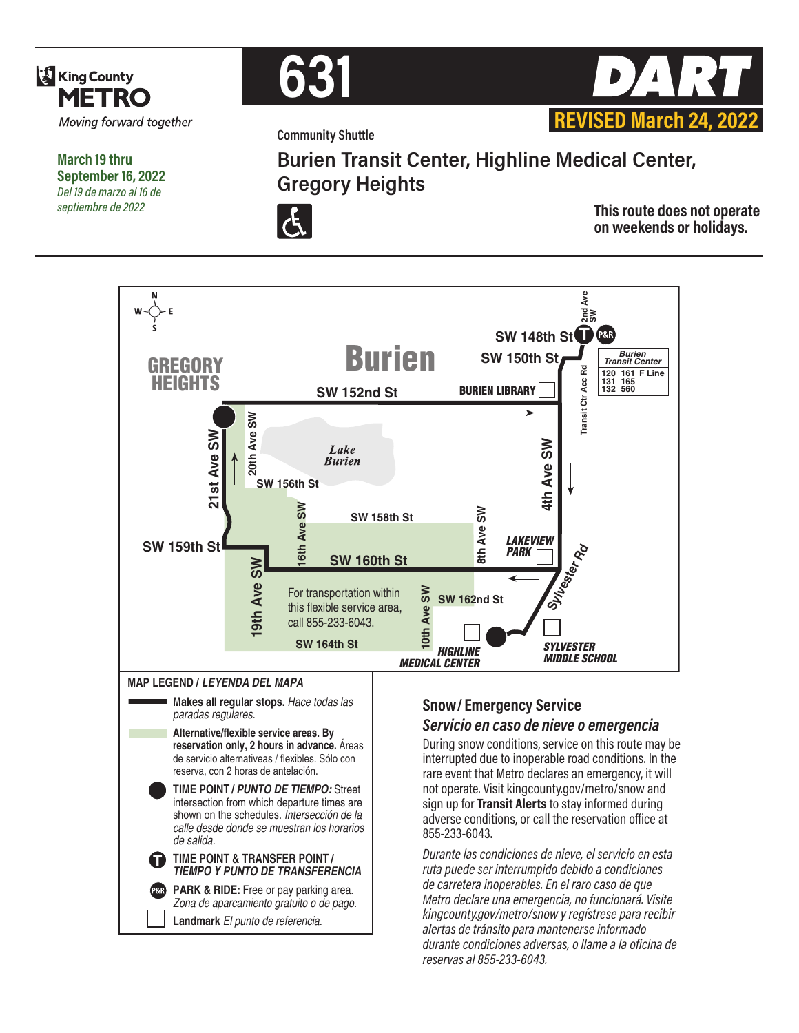King County METRO

*Moving forward together*

**March 19 thru September 16, 2022**
*Del 19 de marzo al 16 de septiembre de 2022*

# 631 DART

**REVISED March 24, 2022**

Community Shuttle

## Burien Transit Center, Highline Medical Center, Gregory Heights

**This route does not operate on weekends or holidays.**

GREGORY HEIGHTS

Burien

SW 148th St — SW 150th St — 2nd Ave SW — Transit Ctr Acc Rd

*Burien Transit Center*: 120, 161, F Line, 131, 165, 132, 560

SW 152nd St — BURIEN LIBRARY — 4th Ave SW — 20th Ave SW — 21st Ave SW — *Lake Burien* — SW 156th St — 16th Ave SW — SW 158th St — 8th Ave SW — *LAKEVIEW PARK* — SW 159th St — SW 160th St — Sylvester Rd — 19th Ave SW — 10th Ave SW — SW 162nd St — SW 164th St — *HIGHLINE MEDICAL CENTER* — *SYLVESTER MIDDLE SCHOOL*

For transportation within this flexible service area, call 855-233-6043.

**MAP LEGEND / *LEYENDA DEL MAPA***

- **Makes all regular stops.** *Hace todas las paradas regulares.*
- **Alternative/flexible service areas. By reservation only, 2 hours in advance.** Áreas de servicio alternativeas / flexibles. Sólo con reserva, con 2 horas de antelación.
- **TIME POINT / *PUNTO DE TIEMPO:*** Street intersection from which departure times are shown on the schedules. *Intersección de la calle desde donde se muestran los horarios de salida.*
- **TIME POINT & TRANSFER POINT / *TIEMPO Y PUNTO DE TRANSFERENCIA***
- **PARK & RIDE:** Free or pay parking area. *Zona de aparcamiento gratuito o de pago.*
- **Landmark** *El punto de referencia.*

### Snow / Emergency Service

### *Servicio en caso de nieve o emergencia*

During snow conditions, service on this route may be interrupted due to inoperable road conditions. In the rare event that Metro declares an emergency, it will not operate. Visit kingcounty.gov/metro/snow and sign up for **Transit Alerts** to stay informed during adverse conditions, or call the reservation office at 855-233-6043.

*Durante las condiciones de nieve, el servicio en esta ruta puede ser interrumpido debido a condiciones de carretera inoperables. En el raro caso de que Metro declare una emergencia, no funcionará. Visite kingcounty.gov/metro/snow y regístrese para recibir alertas de tránsito para mantenerse informado durante condiciones adversas, o llame a la oficina de reservas al 855-233-6043.*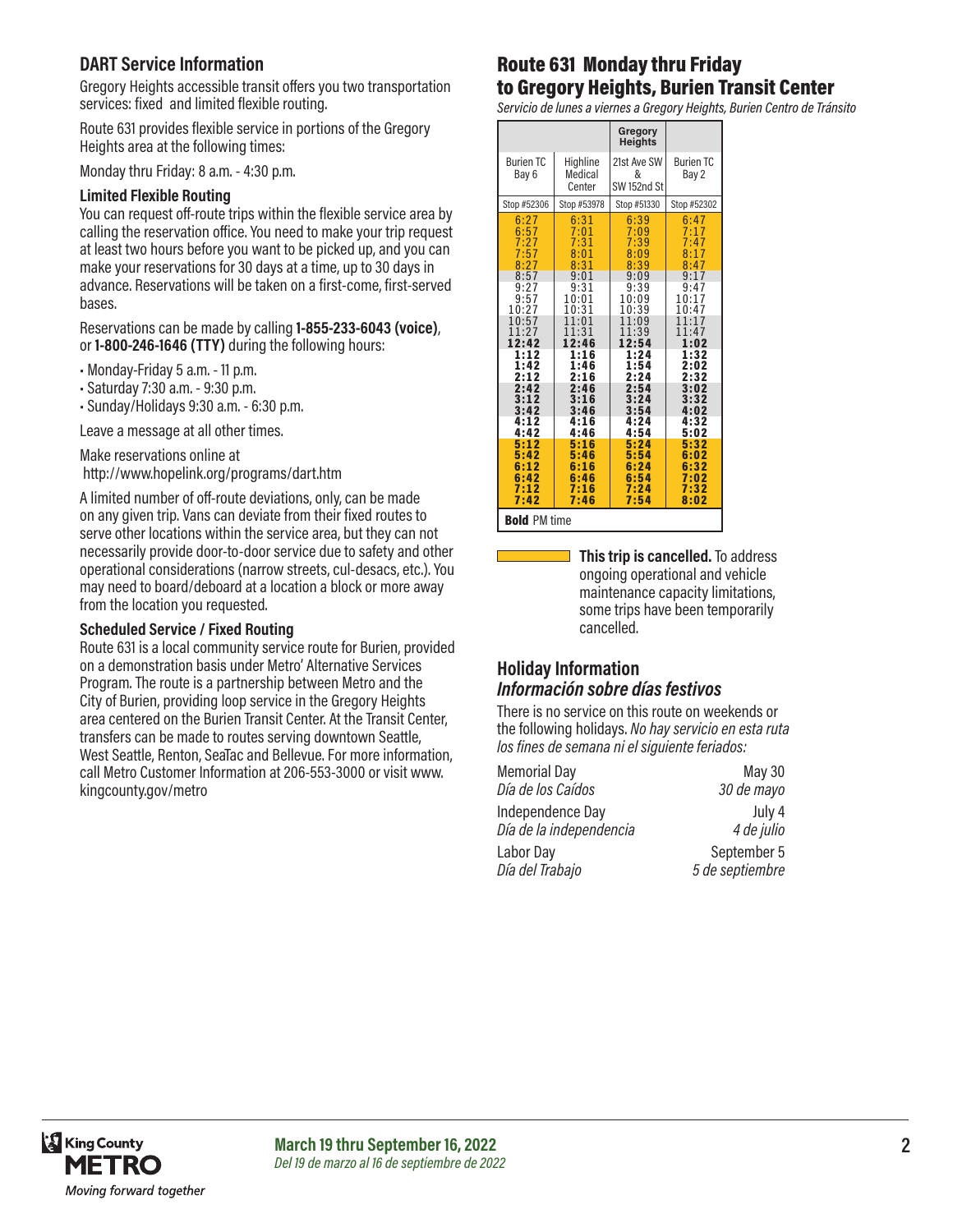## DART Service Information

Gregory Heights accessible transit offers you two transportation services: fixed and limited flexible routing.

Route 631 provides flexible service in portions of the Gregory Heights area at the following times:

Monday thru Friday: 8 a.m. - 4:30 p.m.

### Limited Flexible Routing

You can request off-route trips within the flexible service area by calling the reservation office. You need to make your trip request at least two hours before you want to be picked up, and you can make your reservations for 30 days at a time, up to 30 days in advance. Reservations will be taken on a first-come, first-served bases.

Reservations can be made by calling **1-855-233-6043 (voice)**, or **1-800-246-1646 (TTY)** during the following hours:

- Monday-Friday 5 a.m. - 11 p.m.
- Saturday 7:30 a.m. - 9:30 p.m.
- Sunday/Holidays 9:30 a.m. - 6:30 p.m.

Leave a message at all other times.

Make reservations online at http://www.hopelink.org/programs/dart.htm

A limited number of off-route deviations, only, can be made on any given trip. Vans can deviate from their fixed routes to serve other locations within the service area, but they can not necessarily provide door-to-door service due to safety and other operational considerations (narrow streets, cul-desacs, etc.). You may need to board/deboard at a location a block or more away from the location you requested.

### Scheduled Service / Fixed Routing

Route 631 is a local community service route for Burien, provided on a demonstration basis under Metro' Alternative Services Program. The route is a partnership between Metro and the City of Burien, providing loop service in the Gregory Heights area centered on the Burien Transit Center. At the Transit Center, transfers can be made to routes serving downtown Seattle, West Seattle, Renton, SeaTac and Bellevue. For more information, call Metro Customer Information at 206-553-3000 or visit www.kingcounty.gov/metro

## Route 631 Monday thru Friday to Gregory Heights, Burien Transit Center

*Servicio de lunes a viernes a Gregory Heights, Burien Centro de Tránsito*

| | | Gregory Heights | |
|---|---|---|---|
| Burien TC Bay 6 | Highline Medical Center | 21st Ave SW & SW 152nd St | Burien TC Bay 2 |
| Stop #52306 | Stop #53978 | Stop #51330 | Stop #52302 |
| 6:27 | 6:31 | 6:39 | 6:47 |
| 6:57 | 7:01 | 7:09 | 7:17 |
| 7:27 | 7:31 | 7:39 | 7:47 |
| 7:57 | 8:01 | 8:09 | 8:17 |
| 8:27 | 8:31 | 8:39 | 8:47 |
| 8:57 | 9:01 | 9:09 | 9:17 |
| 9:27 | 9:31 | 9:39 | 9:47 |
| 9:57 | 10:01 | 10:09 | 10:17 |
| 10:27 | 10:31 | 10:39 | 10:47 |
| 10:57 | 11:01 | 11:09 | 11:17 |
| 11:27 | 11:31 | 11:39 | 11:47 |
| **12:42** | **12:46** | **12:54** | **1:02** |
| **1:12** | **1:16** | **1:24** | **1:32** |
| **1:42** | **1:46** | **1:54** | **2:02** |
| **2:12** | **2:16** | **2:24** | **2:32** |
| **2:42** | **2:46** | **2:54** | **3:02** |
| **3:12** | **3:16** | **3:24** | **3:32** |
| **3:42** | **3:46** | **3:54** | **4:02** |
| **4:12** | **4:16** | **4:24** | **4:32** |
| **4:42** | **4:46** | **4:54** | **5:02** |
| **5:12** | **5:16** | **5:24** | **5:32** |
| **5:42** | **5:46** | **5:54** | **6:02** |
| **6:12** | **6:16** | **6:24** | **6:32** |
| **6:42** | **6:46** | **6:54** | **7:02** |
| **7:12** | **7:16** | **7:24** | **7:32** |
| **7:42** | **7:46** | **7:54** | **8:02** |

**Bold** PM time

**This trip is cancelled.** To address ongoing operational and vehicle maintenance capacity limitations, some trips have been temporarily cancelled.

## Holiday Information
## *Información sobre días festivos*

There is no service on this route on weekends or the following holidays. *No hay servicio en esta ruta los fines de semana ni el siguiente feriados:*

| | |
|---|---|
| Memorial Day<br>*Día de los Caídos* | May 30<br>*30 de mayo* |
| Independence Day<br>*Día de la independencia* | July 4<br>*4 de julio* |
| Labor Day<br>*Día del Trabajo* | September 5<br>*5 de septiembre* |

King County METRO
*Moving forward together*

**March 19 thru September 16, 2022**
*Del 19 de marzo al 16 de septiembre de 2022*